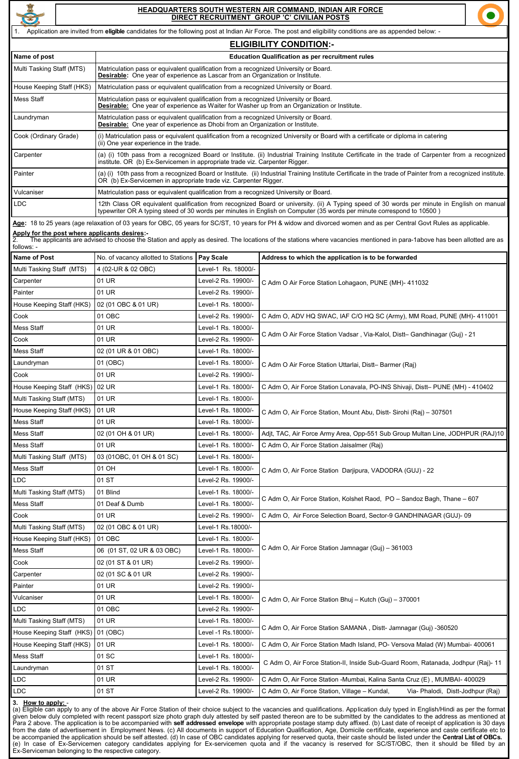# HEADQUARTERS SOUTH WESTERN AIR COMMAND, INDIAN AIR FORCE
## DIRECT RECRUITMENT GROUP 'C' CIVILIAN POSTS

1. Application are invited from **eligible** candidates for the following post at Indian Air Force. The post and eligibility conditions are as appended below: -

## ELIGIBILITY CONDITION:-

| Name of post | Education Qualification as per recruitment rules |
|---|---|
| Multi Tasking Staff (MTS) | Matriculation pass or equivalent qualification from a recognized University or Board. **Desirable:** One year of experience as Lascar from an Organization or Institute. |
| House Keeping Staff (HKS) | Matriculation pass or equivalent qualification from a recognized University or Board. |
| Mess Staff | Matriculation pass or equivalent qualification from a recognized University or Board. **Desirable:** One year of experience as Waiter for Washer up from an Organization or Institute. |
| Laundryman | Matriculation pass or equivalent qualification from a recognized University or Board. **Desirable:** One year of experience as Dhobi from an Organization or Institute. |
| Cook (Ordinary Grade) | (i) Matriculation pass or equivalent qualification from a recognized University or Board with a certificate or diploma in catering (ii) One year experience in the trade. |
| Carpenter | (a) (i) 10th pass from a recognized Board or Institute. (ii) Industrial Training Institute Certificate in the trade of Carpenter from a recognized institute. OR (b) Ex-Servicemen in appropriate trade viz. Carpenter Rigger. |
| Painter | (a) (i) 10th pass from a recognized Board or Institute. (ii) Industrial Training Institute Certificate in the trade of Painter from a recognized institute. OR (b) Ex-Servicemen in appropriate trade viz. Carpenter Rigger. |
| Vulcaniser | Matriculation pass or equivalent qualification from a recognized University or Board. |
| LDC | 12th Class OR equivalent qualification from recognized Board or university. (ii) A Typing speed of 30 words per minute in English on manual typewriter OR A typing steed of 30 words per minutes in English on Computer (35 words per minute correspond to 10500 ) |

**Age**: 18 to 25 years (age relaxation of 03 years for OBC, 05 years for SC/ST, 10 years for PH & widow and divorced women and as per Central Govt Rules as applicable.

**Apply for the post where applicants desires:-**

2. The applicants are advised to choose the Station and apply as desired. The locations of the stations where vacancies mentioned in para-1above has been allotted are as follows: -

| Name of Post | No. of vacancy allotted to Stations | Pay Scale | Address to which the application is to be forwarded |
|---|---|---|---|
| Multi Tasking Staff (MTS) | 4 (02-UR & 02 OBC) | Level-1 Rs. 18000/- | C Adm O Air Force Station Lohagaon, PUNE (MH)- 411032 |
| Carpenter | 01 UR | Level-2 Rs. 19900/- | |
| Painter | 01 UR | Level-2 Rs. 19900/- | |
| House Keeping Staff (HKS) | 02 (01 OBC & 01 UR) | Level-1 Rs. 18000/- | |
| Cook | 01 OBC | Level-2 Rs. 19900/- | C Adm O, ADV HQ SWAC, IAF C/O HQ SC (Army), MM Road, PUNE (MH)- 411001 |
| Mess Staff | 01 UR | Level-1 Rs. 18000/- | C Adm O Air Force Station Vadsar , Via-Kalol, Distt– Gandhinagar (Guj) - 21 |
| Cook | 01 UR | Level-2 Rs. 19900/- | |
| Mess Staff | 02 (01 UR & 01 OBC) | Level-1 Rs. 18000/- | C Adm O Air Force Station Uttarlai, Distt– Barmer (Raj) |
| Laundryman | 01 (OBC) | Level-1 Rs. 18000/- | |
| Cook | 01 UR | Level-2 Rs. 19900/- | |
| House Keeping Staff (HKS) | 02 UR | Level-1 Rs. 18000/- | C Adm O, Air Force Station Lonavala, PO-INS Shivaji, Distt– PUNE (MH) - 410402 |
| Multi Tasking Staff (MTS) | 01 UR | Level-1 Rs. 18000/- | C Adm O, Air Force Station, Mount Abu, Distt- Sirohi (Raj) – 307501 |
| House Keeping Staff (HKS) | 01 UR | Level-1 Rs. 18000/- | |
| Mess Staff | 01 UR | Level-1 Rs. 18000/- | |
| Mess Staff | 02 (01 OH & 01 UR) | Level-1 Rs. 18000/- | Adjt, TAC, Air Force Army Area, Opp-551 Sub Group Multan Line, JODHPUR (RAJ)10 |
| Mess Staff | 01 UR | Level-1 Rs. 18000/- | C Adm O, Air Force Station Jaisalmer (Raj) |
| Multi Tasking Staff (MTS) | 03 (01OBC, 01 OH & 01 SC) | Level-1 Rs. 18000/- | C Adm O, Air Force Station Darjipura, VADODRA (GUJ) - 22 |
| Mess Staff | 01 OH | Level-1 Rs. 18000/- | |
| LDC | 01 ST | Level-2 Rs. 19900/- | |
| Multi Tasking Staff (MTS) | 01 Blind | Level-1 Rs. 18000/- | C Adm O, Air Force Station, Kolshet Raod, PO – Sandoz Bagh, Thane – 607 |
| Mess Staff | 01 Deaf & Dumb | Level-1 Rs. 18000/- | |
| Cook | 01 UR | Level-2 Rs. 19900/- | C Adm O, Air Force Selection Board, Sector-9 GANDHINAGAR (GUJ)- 09 |
| Multi Tasking Staff (MTS) | 02 (01 OBC & 01 UR) | Level-1 Rs.18000/- | C Adm O, Air Force Station Jamnagar (Guj) – 361003 |
| House Keeping Staff (HKS) | 01 OBC | Level-1 Rs. 18000/- | |
| Mess Staff | 06 (01 ST, 02 UR & 03 OBC) | Level-1 Rs. 18000/- | |
| Cook | 02 (01 ST & 01 UR) | Level-2 Rs. 19900/- | |
| Carpenter | 02 (01 SC & 01 UR | Level-2 Rs. 19900/- | |
| Painter | 01 UR | Level-2 Rs. 19900/- | C Adm O, Air Force Station Bhuj – Kutch (Guj) – 370001 |
| Vulcaniser | 01 UR | Level-1 Rs. 18000/- | |
| LDC | 01 OBC | Level-2 Rs. 19900/- | |
| Multi Tasking Staff (MTS) | 01 UR | Level-1 Rs. 18000/- | C Adm O, Air Force Station SAMANA , Distt- Jamnagar (Guj) -360520 |
| House Keeping Staff (HKS) | 01 (OBC) | Level -1 Rs.18000/- | |
| House Keeping Staff (HKS) | 01 UR | Level-1 Rs. 18000/- | C Adm O, Air Force Station Madh Island, PO- Versova Malad (W) Mumbai- 400061 |
| Mess Staff | 01 SC | Level-1 Rs. 18000/- | C Adm O, Air Force Station-II, Inside Sub-Guard Room, Ratanada, Jodhpur (Raj)- 11 |
| Laundryman | 01 ST | Level-1 Rs. 18000/- | |
| LDC | 01 UR | Level-2 Rs. 19900/- | C Adm O, Air Force Station -Mumbai, Kalina Santa Cruz (E) , MUMBAI- 400029 |
| LDC | 01 ST | Level-2 Rs. 19900/- | C Adm O, Air Force Station, Village – Kundal, Via- Phalodi, Distt-Jodhpur (Raj) |

3. **How to apply: -**

(a) Eligible can apply to any of the above Air Force Station of their choice subject to the vacancies and qualifications. Application duly typed in English/Hindi as per the format given below duly completed with recent passport size photo graph duly attested by self pasted thereon are to be submitted by the candidates to the address as mentioned at Para 2 above. The application is to be accompanied with **self addressed envelope** with appropriate postage stamp duty affixed. (b) Last date of receipt of application is 30 days from the date of advertisement in Employment News. (c) All documents in support of Education Qualification, Age, Domicile certificate, experience and caste certificate etc to be accompanied the application should be self attested. (d) In case of OBC candidates applying for reserved quota, their caste should be listed under the **Central List of OBCs**. (e) In case of Ex-Servicemen category candidates applying for Ex-servicemen quota and if the vacancy is reserved for SC/ST/OBC, then it should be filled by an Ex-Serviceman belonging to the respective category.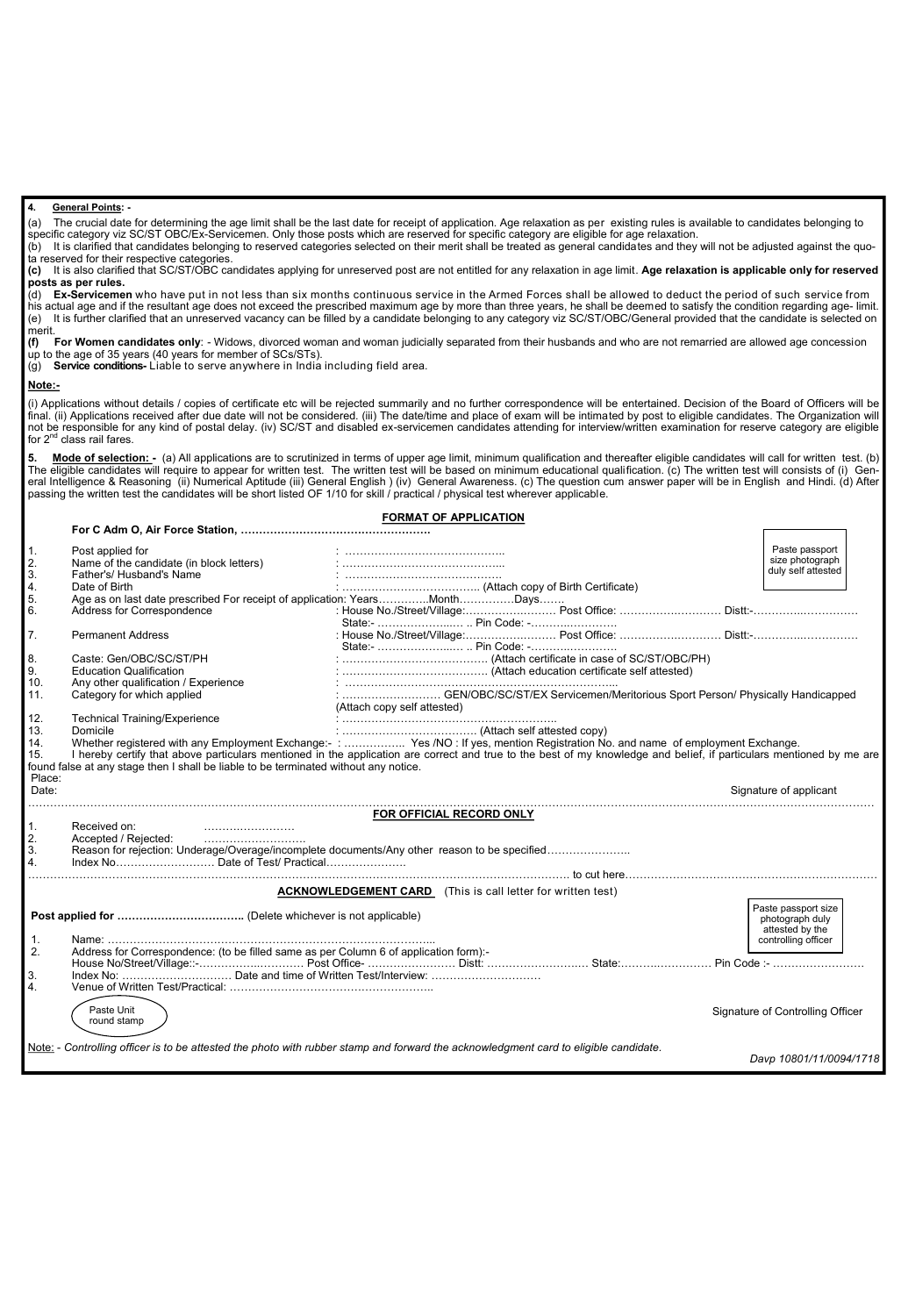**4. General Points: -**

(a) The crucial date for determining the age limit shall be the last date for receipt of application. Age relaxation as per existing rules is available to candidates belonging to specific category viz SC/ST OBC/Ex-Servicemen. Only those posts which are reserved for specific category are eligible for age relaxation.
(b) It is clarified that candidates belonging to reserved categories selected on their merit shall be treated as general candidates and they will not be adjusted against the quota reserved for their respective categories.
**(c)** It is also clarified that SC/ST/OBC candidates applying for unreserved post are not entitled for any relaxation in age limit. **Age relaxation is applicable only for reserved posts as per rules.**
(d) **Ex-Servicemen** who have put in not less than six months continuous service in the Armed Forces shall be allowed to deduct the period of such service from his actual age and if the resultant age does not exceed the prescribed maximum age by more than three years, he shall be deemed to satisfy the condition regarding age- limit.
(e) It is further clarified that an unreserved vacancy can be filled by a candidate belonging to any category viz SC/ST/OBC/General provided that the candidate is selected on merit.
**(f) For Women candidates only**: - Widows, divorced woman and woman judicially separated from their husbands and who are not remarried are allowed age concession up to the age of 35 years (40 years for member of SCs/STs).
(g) **Service conditions-** Liable to serve anywhere in India including field area.

**Note:-**

(i) Applications without details / copies of certificate etc will be rejected summarily and no further correspondence will be entertained. Decision of the Board of Officers will be final. (ii) Applications received after due date will not be considered. (iii) The date/time and place of exam will be intimated by post to eligible candidates. The Organization will not be responsible for any kind of postal delay. (iv) SC/ST and disabled ex-servicemen candidates attending for interview/written examination for reserve category are eligible for 2nd class rail fares.

**5. Mode of selection: -** (a) All applications are to scrutinized in terms of upper age limit, minimum qualification and thereafter eligible candidates will call for written test. (b) The eligible candidates will require to appear for written test. The written test will be based on minimum educational qualification. (c) The written test will consists of (i) General Intelligence & Reasoning (ii) Numerical Aptitude (iii) General English ) (iv) General Awareness. (c) The question cum answer paper will be in English and Hindi. (d) After passing the written test the candidates will be short listed OF 1/10 for skill / practical / physical test wherever applicable.

## FORMAT OF APPLICATION

**For C Adm O, Air Force Station, ……………………………………………**

Paste passport size photograph duly self attested

1. Post applied for : ……………………………………..
2. Name of the candidate (in block letters) : ……………………………………..
3. Father's/ Husband's Name : ……………………………………..
4. Date of Birth : ……………………………… (Attach copy of Birth Certificate)
5. Age as on last date prescribed For receipt of application: Years…………Month……………Days…….
6. Address for Correspondence : House No./Street/Village:…………………… Post Office: ……………………… Distt:-…………………… State:- ………………… .. Pin Code: -…………………
7. Permanent Address : House No./Street/Village:…………………… Post Office: ……………………… Distt:-…………………… State:- ………………… .. Pin Code: -…………………
8. Caste: Gen/OBC/SC/ST/PH : ………………………………… (Attach certificate in case of SC/ST/OBC/PH)
9. Education Qualification : ………………………………… (Attach education certificate self attested)
10. Any other qualification / Experience : ……………………………………………………………
11. Category for which applied : ……………………… GEN/OBC/SC/ST/EX Servicemen/Meritorious Sport Person/ Physically Handicapped (Attach copy self attested)
12. Technical Training/Experience : ……………………………………………………
13. Domicile : ……………………………… (Attach self attested copy)
14. Whether registered with any Employment Exchange:- : …………….. Yes /NO : If yes, mention Registration No. and name of employment Exchange.
15. I hereby certify that above particulars mentioned in the application are correct and true to the best of my knowledge and belief, if particulars mentioned by me are found false at any stage then I shall be liable to be terminated without any notice.

Place:
Date: Signature of applicant

……………………………………………………………………………………………………………………

## FOR OFFICIAL RECORD ONLY

1. Received on: ……………………
2. Accepted / Rejected: ………………………
3. Reason for rejection: Underage/Overage/incomplete documents/Any other reason to be specified…………………..
4. Index No……………………… Date of Test/ Practical…………………

……………………………………………………………………………… to cut here ………………………………………………

## ACKNOWLEDGEMENT CARD (This is call letter for written test)

**Post applied for ……………………………..** (Delete whichever is not applicable)

Paste passport size photograph duly attested by the controlling officer

1. Name: ……………………………………………………………………………..
2. Address for Correspondence: (to be filled same as per Column 6 of application form):- House No/Street/Village::-…………………… Post Office- …………………… Distt: ……………………. State:………………… Pin Code :- ……………………
3. Index No: ………………………… Date and time of Written Test/Interview: …………………………
4. Venue of Written Test/Practical: ………………………………………………..

Paste Unit round stamp

Signature of Controlling Officer

Note: - *Controlling officer is to be attested the photo with rubber stamp and forward the acknowledgment card to eligible candidate.*

*Davp 10801/11/0094/1718*